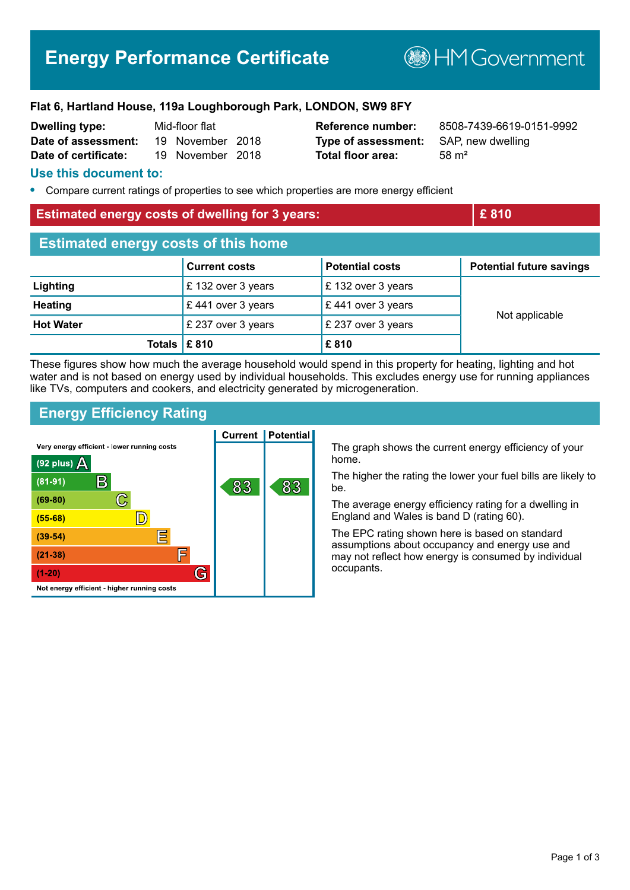# Energy Performance Certificate

HM Government

**Flat 6, Hartland House, 119a Loughborough Park, LONDON, SW9 8FY**

| | | | |
|---|---|---|---|
| **Dwelling type:** | Mid-floor flat | **Reference number:** | 8508-7439-6619-0151-9992 |
| **Date of assessment:** | 19 November 2018 | **Type of assessment:** | SAP, new dwelling |
| **Date of certificate:** | 19 November 2018 | **Total floor area:** | 58 m² |

## Use this document to:

- Compare current ratings of properties to see which properties are more energy efficient

**Estimated energy costs of dwelling for 3 years: £ 810**

## Estimated energy costs of this home

| | Current costs | Potential costs | Potential future savings |
|---|---|---|---|
| **Lighting** | £ 132 over 3 years | £ 132 over 3 years | Not applicable |
| **Heating** | £ 441 over 3 years | £ 441 over 3 years | |
| **Hot Water** | £ 237 over 3 years | £ 237 over 3 years | |
| **Totals** | **£ 810** | **£ 810** | |

These figures show how much the average household would spend in this property for heating, lighting and hot water and is not based on energy used by individual households. This excludes energy use for running appliances like TVs, computers and cookers, and electricity generated by microgeneration.

## Energy Efficiency Rating

| Rating band | Current | Potential |
|---|---|---|
| Very energy efficient - lower running costs | | |
| (92 plus) A | | |
| (81-91) B | 83 | 83 |
| (69-80) C | | |
| (55-68) D | | |
| (39-54) E | | |
| (21-38) F | | |
| (1-20) G | | |
| Not energy efficient - higher running costs | | |

The graph shows the current energy efficiency of your home.

The higher the rating the lower your fuel bills are likely to be.

The average energy efficiency rating for a dwelling in England and Wales is band D (rating 60).

The EPC rating shown here is based on standard assumptions about occupancy and energy use and may not reflect how energy is consumed by individual occupants.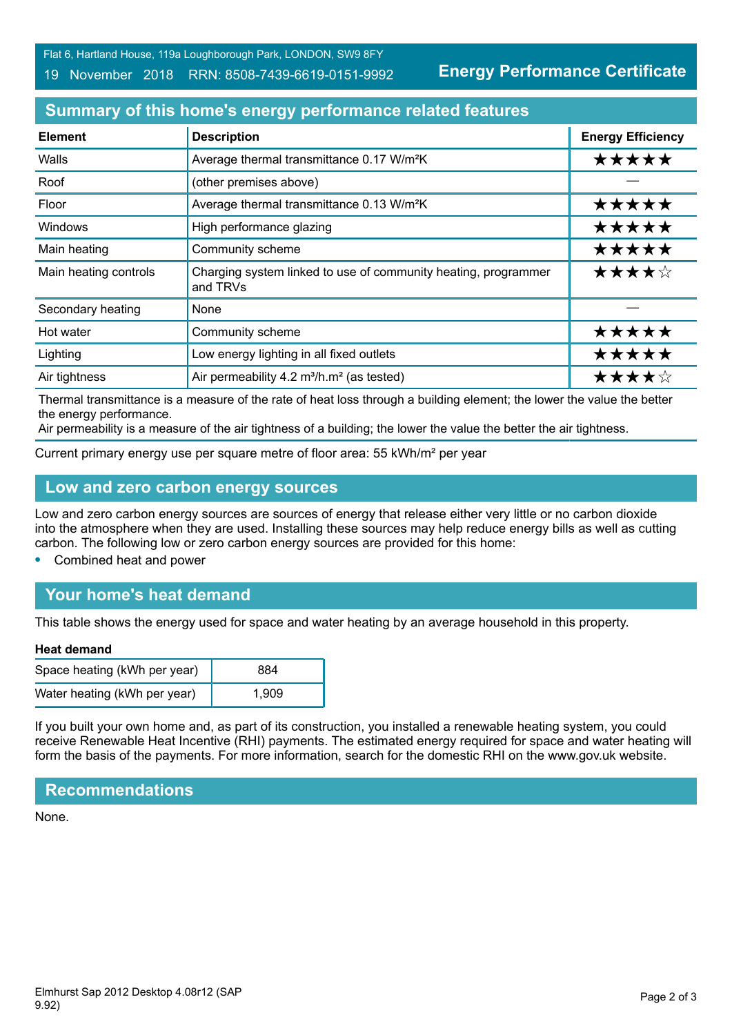Flat 6, Hartland House, 119a Loughborough Park, LONDON, SW9 8FY

19 November 2018 RRN: 8508-7439-6619-0151-9992

**Energy Performance Certificate**

## Summary of this home's energy performance related features

| Element | Description | Energy Efficiency |
|---|---|---|
| Walls | Average thermal transmittance 0.17 W/m²K | ★★★★★ |
| Roof | (other premises above) | — |
| Floor | Average thermal transmittance 0.13 W/m²K | ★★★★★ |
| Windows | High performance glazing | ★★★★★ |
| Main heating | Community scheme | ★★★★★ |
| Main heating controls | Charging system linked to use of community heating, programmer and TRVs | ★★★★☆ |
| Secondary heating | None | — |
| Hot water | Community scheme | ★★★★★ |
| Lighting | Low energy lighting in all fixed outlets | ★★★★★ |
| Air tightness | Air permeability 4.2 m³/h.m² (as tested) | ★★★★☆ |

Thermal transmittance is a measure of the rate of heat loss through a building element; the lower the value the better the energy performance.
Air permeability is a measure of the air tightness of a building; the lower the value the better the air tightness.

Current primary energy use per square metre of floor area: 55 kWh/m² per year

## Low and zero carbon energy sources

Low and zero carbon energy sources are sources of energy that release either very little or no carbon dioxide into the atmosphere when they are used. Installing these sources may help reduce energy bills as well as cutting carbon. The following low or zero carbon energy sources are provided for this home:

- Combined heat and power

## Your home's heat demand

This table shows the energy used for space and water heating by an average household in this property.

**Heat demand**

| Space heating (kWh per year) | 884 |
|---|---|
| Water heating (kWh per year) | 1,909 |

If you built your own home and, as part of its construction, you installed a renewable heating system, you could receive Renewable Heat Incentive (RHI) payments. The estimated energy required for space and water heating will form the basis of the payments. For more information, search for the domestic RHI on the www.gov.uk website.

## Recommendations

None.

Elmhurst Sap 2012 Desktop 4.08r12 (SAP 9.92)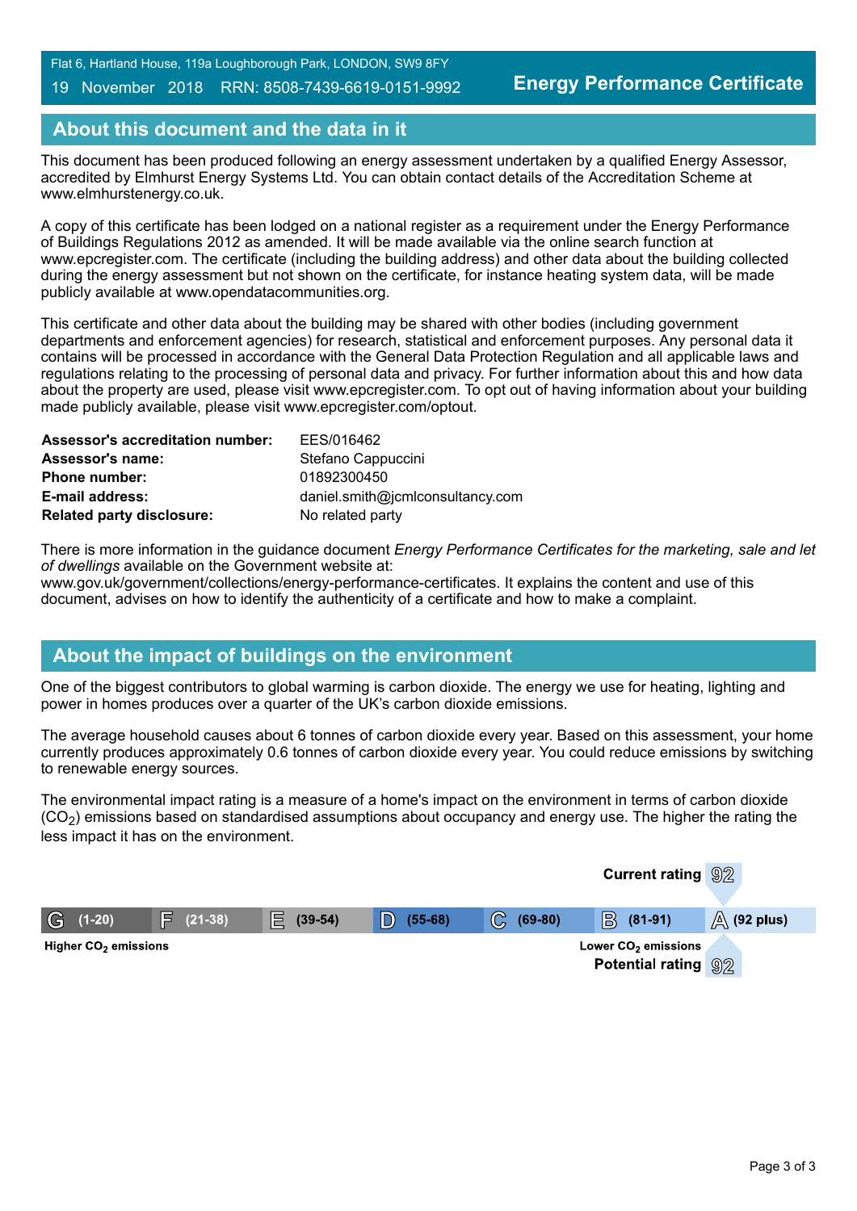Flat 6, Hartland House, 119a Loughborough Park, LONDON, SW9 8FY

19 November 2018 RRN: 8508-7439-6619-0151-9992

**Energy Performance Certificate**

## About this document and the data in it

This document has been produced following an energy assessment undertaken by a qualified Energy Assessor, accredited by Elmhurst Energy Systems Ltd. You can obtain contact details of the Accreditation Scheme at www.elmhurstenergy.co.uk.

A copy of this certificate has been lodged on a national register as a requirement under the Energy Performance of Buildings Regulations 2012 as amended. It will be made available via the online search function at www.epcregister.com. The certificate (including the building address) and other data about the building collected during the energy assessment but not shown on the certificate, for instance heating system data, will be made publicly available at www.opendatacommunities.org.

This certificate and other data about the building may be shared with other bodies (including government departments and enforcement agencies) for research, statistical and enforcement purposes. Any personal data it contains will be processed in accordance with the General Data Protection Regulation and all applicable laws and regulations relating to the processing of personal data and privacy. For further information about this and how data about the property are used, please visit www.epcregister.com. To opt out of having information about your building made publicly available, please visit www.epcregister.com/optout.

| | |
|---|---|
| **Assessor's accreditation number:** | EES/016462 |
| **Assessor's name:** | Stefano Cappuccini |
| **Phone number:** | 01892300450 |
| **E-mail address:** | daniel.smith@jcmlconsultancy.com |
| **Related party disclosure:** | No related party |

There is more information in the guidance document *Energy Performance Certificates for the marketing, sale and let of dwellings* available on the Government website at: www.gov.uk/government/collections/energy-performance-certificates. It explains the content and use of this document, advises on how to identify the authenticity of a certificate and how to make a complaint.

## About the impact of buildings on the environment

One of the biggest contributors to global warming is carbon dioxide. The energy we use for heating, lighting and power in homes produces over a quarter of the UK's carbon dioxide emissions.

The average household causes about 6 tonnes of carbon dioxide every year. Based on this assessment, your home currently produces approximately 0.6 tonnes of carbon dioxide every year. You could reduce emissions by switching to renewable energy sources.

The environmental impact rating is a measure of a home's impact on the environment in terms of carbon dioxide ($CO_2$) emissions based on standardised assumptions about occupancy and energy use. The higher the rating the less impact it has on the environment.

Current rating 92

G (1-20)
F (21-38)
E (39-54)
D (55-68)
C (69-80)
B (81-91)
A (92 plus)

Higher $CO_2$ emissions

Lower $CO_2$ emissions

Potential rating 92